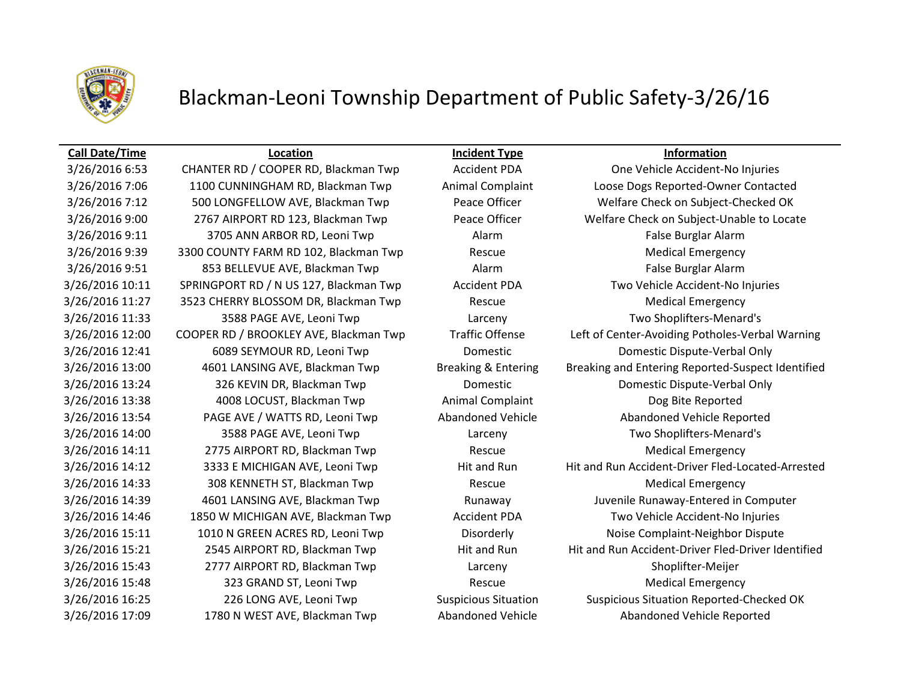# Blackman-Leoni Township Department of Public Safety-3/26/16

| Call Date/Time | Location | Incident Type | Information |
|---|---|---|---|
| 3/26/2016 6:53 | CHANTER RD / COOPER RD, Blackman Twp | Accident PDA | One Vehicle Accident-No Injuries |
| 3/26/2016 7:06 | 1100 CUNNINGHAM RD, Blackman Twp | Animal Complaint | Loose Dogs Reported-Owner Contacted |
| 3/26/2016 7:12 | 500 LONGFELLOW AVE, Blackman Twp | Peace Officer | Welfare Check on Subject-Checked OK |
| 3/26/2016 9:00 | 2767 AIRPORT RD 123, Blackman Twp | Peace Officer | Welfare Check on Subject-Unable to Locate |
| 3/26/2016 9:11 | 3705 ANN ARBOR RD, Leoni Twp | Alarm | False Burglar Alarm |
| 3/26/2016 9:39 | 3300 COUNTY FARM RD 102, Blackman Twp | Rescue | Medical Emergency |
| 3/26/2016 9:51 | 853 BELLEVUE AVE, Blackman Twp | Alarm | False Burglar Alarm |
| 3/26/2016 10:11 | SPRINGPORT RD / N US 127, Blackman Twp | Accident PDA | Two Vehicle Accident-No Injuries |
| 3/26/2016 11:27 | 3523 CHERRY BLOSSOM DR, Blackman Twp | Rescue | Medical Emergency |
| 3/26/2016 11:33 | 3588 PAGE AVE, Leoni Twp | Larceny | Two Shoplifters-Menard's |
| 3/26/2016 12:00 | COOPER RD / BROOKLEY AVE, Blackman Twp | Traffic Offense | Left of Center-Avoiding Potholes-Verbal Warning |
| 3/26/2016 12:41 | 6089 SEYMOUR RD, Leoni Twp | Domestic | Domestic Dispute-Verbal Only |
| 3/26/2016 13:00 | 4601 LANSING AVE, Blackman Twp | Breaking & Entering | Breaking and Entering Reported-Suspect Identified |
| 3/26/2016 13:24 | 326 KEVIN DR, Blackman Twp | Domestic | Domestic Dispute-Verbal Only |
| 3/26/2016 13:38 | 4008 LOCUST, Blackman Twp | Animal Complaint | Dog Bite Reported |
| 3/26/2016 13:54 | PAGE AVE / WATTS RD, Leoni Twp | Abandoned Vehicle | Abandoned Vehicle Reported |
| 3/26/2016 14:00 | 3588 PAGE AVE, Leoni Twp | Larceny | Two Shoplifters-Menard's |
| 3/26/2016 14:11 | 2775 AIRPORT RD, Blackman Twp | Rescue | Medical Emergency |
| 3/26/2016 14:12 | 3333 E MICHIGAN AVE, Leoni Twp | Hit and Run | Hit and Run Accident-Driver Fled-Located-Arrested |
| 3/26/2016 14:33 | 308 KENNETH ST, Blackman Twp | Rescue | Medical Emergency |
| 3/26/2016 14:39 | 4601 LANSING AVE, Blackman Twp | Runaway | Juvenile Runaway-Entered in Computer |
| 3/26/2016 14:46 | 1850 W MICHIGAN AVE, Blackman Twp | Accident PDA | Two Vehicle Accident-No Injuries |
| 3/26/2016 15:11 | 1010 N GREEN ACRES RD, Leoni Twp | Disorderly | Noise Complaint-Neighbor Dispute |
| 3/26/2016 15:21 | 2545 AIRPORT RD, Blackman Twp | Hit and Run | Hit and Run Accident-Driver Fled-Driver Identified |
| 3/26/2016 15:43 | 2777 AIRPORT RD, Blackman Twp | Larceny | Shoplifter-Meijer |
| 3/26/2016 15:48 | 323 GRAND ST, Leoni Twp | Rescue | Medical Emergency |
| 3/26/2016 16:25 | 226 LONG AVE, Leoni Twp | Suspicious Situation | Suspicious Situation Reported-Checked OK |
| 3/26/2016 17:09 | 1780 N WEST AVE, Blackman Twp | Abandoned Vehicle | Abandoned Vehicle Reported |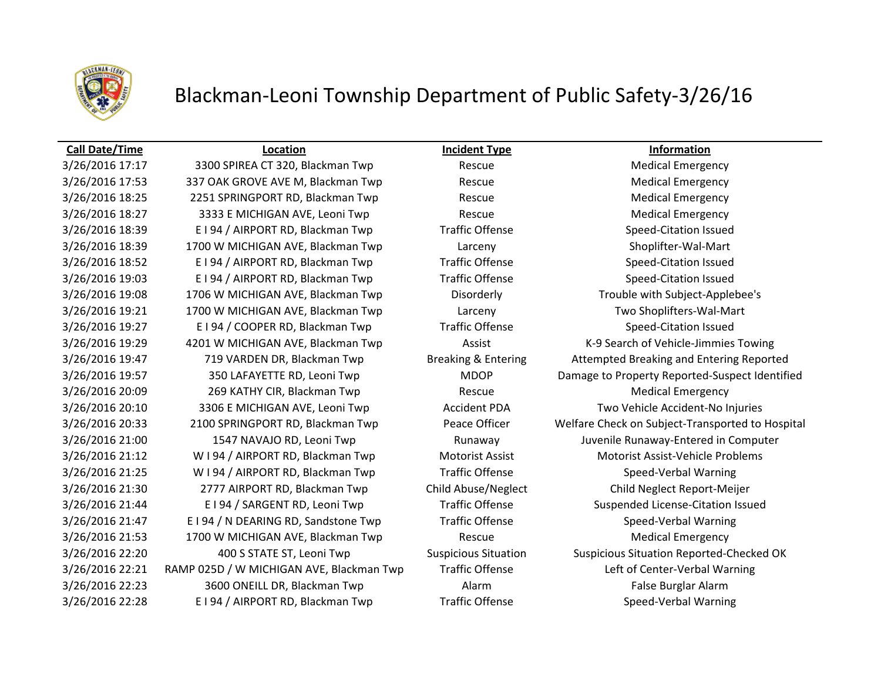# Blackman-Leoni Township Department of Public Safety-3/26/16

| Call Date/Time | Location | Incident Type | Information |
|---|---|---|---|
| 3/26/2016 17:17 | 3300 SPIREA CT 320, Blackman Twp | Rescue | Medical Emergency |
| 3/26/2016 17:53 | 337 OAK GROVE AVE M, Blackman Twp | Rescue | Medical Emergency |
| 3/26/2016 18:25 | 2251 SPRINGPORT RD, Blackman Twp | Rescue | Medical Emergency |
| 3/26/2016 18:27 | 3333 E MICHIGAN AVE, Leoni Twp | Rescue | Medical Emergency |
| 3/26/2016 18:39 | E I 94 / AIRPORT RD, Blackman Twp | Traffic Offense | Speed-Citation Issued |
| 3/26/2016 18:39 | 1700 W MICHIGAN AVE, Blackman Twp | Larceny | Shoplifter-Wal-Mart |
| 3/26/2016 18:52 | E I 94 / AIRPORT RD, Blackman Twp | Traffic Offense | Speed-Citation Issued |
| 3/26/2016 19:03 | E I 94 / AIRPORT RD, Blackman Twp | Traffic Offense | Speed-Citation Issued |
| 3/26/2016 19:08 | 1706 W MICHIGAN AVE, Blackman Twp | Disorderly | Trouble with Subject-Applebee's |
| 3/26/2016 19:21 | 1700 W MICHIGAN AVE, Blackman Twp | Larceny | Two Shoplifters-Wal-Mart |
| 3/26/2016 19:27 | E I 94 / COOPER RD, Blackman Twp | Traffic Offense | Speed-Citation Issued |
| 3/26/2016 19:29 | 4201 W MICHIGAN AVE, Blackman Twp | Assist | K-9 Search of Vehicle-Jimmies Towing |
| 3/26/2016 19:47 | 719 VARDEN DR, Blackman Twp | Breaking & Entering | Attempted Breaking and Entering Reported |
| 3/26/2016 19:57 | 350 LAFAYETTE RD, Leoni Twp | MDOP | Damage to Property Reported-Suspect Identified |
| 3/26/2016 20:09 | 269 KATHY CIR, Blackman Twp | Rescue | Medical Emergency |
| 3/26/2016 20:10 | 3306 E MICHIGAN AVE, Leoni Twp | Accident PDA | Two Vehicle Accident-No Injuries |
| 3/26/2016 20:33 | 2100 SPRINGPORT RD, Blackman Twp | Peace Officer | Welfare Check on Subject-Transported to Hospital |
| 3/26/2016 21:00 | 1547 NAVAJO RD, Leoni Twp | Runaway | Juvenile Runaway-Entered in Computer |
| 3/26/2016 21:12 | W I 94 / AIRPORT RD, Blackman Twp | Motorist Assist | Motorist Assist-Vehicle Problems |
| 3/26/2016 21:25 | W I 94 / AIRPORT RD, Blackman Twp | Traffic Offense | Speed-Verbal Warning |
| 3/26/2016 21:30 | 2777 AIRPORT RD, Blackman Twp | Child Abuse/Neglect | Child Neglect Report-Meijer |
| 3/26/2016 21:44 | E I 94 / SARGENT RD, Leoni Twp | Traffic Offense | Suspended License-Citation Issued |
| 3/26/2016 21:47 | E I 94 / N DEARING RD, Sandstone Twp | Traffic Offense | Speed-Verbal Warning |
| 3/26/2016 21:53 | 1700 W MICHIGAN AVE, Blackman Twp | Rescue | Medical Emergency |
| 3/26/2016 22:20 | 400 S STATE ST, Leoni Twp | Suspicious Situation | Suspicious Situation Reported-Checked OK |
| 3/26/2016 22:21 | RAMP 025D / W MICHIGAN AVE, Blackman Twp | Traffic Offense | Left of Center-Verbal Warning |
| 3/26/2016 22:23 | 3600 ONEILL DR, Blackman Twp | Alarm | False Burglar Alarm |
| 3/26/2016 22:28 | E I 94 / AIRPORT RD, Blackman Twp | Traffic Offense | Speed-Verbal Warning |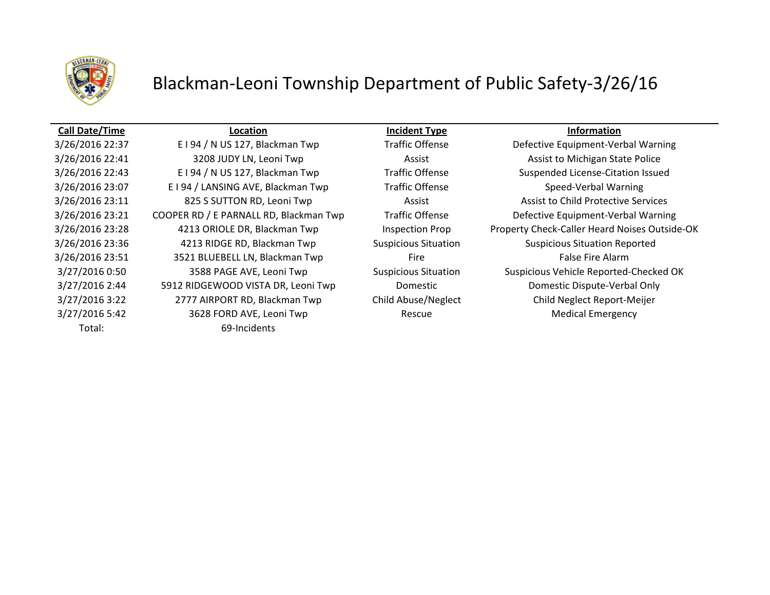# Blackman-Leoni Township Department of Public Safety-3/26/16

| Call Date/Time | Location | Incident Type | Information |
|---|---|---|---|
| 3/26/2016 22:37 | E I 94 / N US 127, Blackman Twp | Traffic Offense | Defective Equipment-Verbal Warning |
| 3/26/2016 22:41 | 3208 JUDY LN, Leoni Twp | Assist | Assist to Michigan State Police |
| 3/26/2016 22:43 | E I 94 / N US 127, Blackman Twp | Traffic Offense | Suspended License-Citation Issued |
| 3/26/2016 23:07 | E I 94 / LANSING AVE, Blackman Twp | Traffic Offense | Speed-Verbal Warning |
| 3/26/2016 23:11 | 825 S SUTTON RD, Leoni Twp | Assist | Assist to Child Protective Services |
| 3/26/2016 23:21 | COOPER RD / E PARNALL RD, Blackman Twp | Traffic Offense | Defective Equipment-Verbal Warning |
| 3/26/2016 23:28 | 4213 ORIOLE DR, Blackman Twp | Inspection Prop | Property Check-Caller Heard Noises Outside-OK |
| 3/26/2016 23:36 | 4213 RIDGE RD, Blackman Twp | Suspicious Situation | Suspicious Situation Reported |
| 3/26/2016 23:51 | 3521 BLUEBELL LN, Blackman Twp | Fire | False Fire Alarm |
| 3/27/2016 0:50 | 3588 PAGE AVE, Leoni Twp | Suspicious Situation | Suspicious Vehicle Reported-Checked OK |
| 3/27/2016 2:44 | 5912 RIDGEWOOD VISTA DR, Leoni Twp | Domestic | Domestic Dispute-Verbal Only |
| 3/27/2016 3:22 | 2777 AIRPORT RD, Blackman Twp | Child Abuse/Neglect | Child Neglect Report-Meijer |
| 3/27/2016 5:42 | 3628 FORD AVE, Leoni Twp | Rescue | Medical Emergency |
| Total: | 69-Incidents | | |